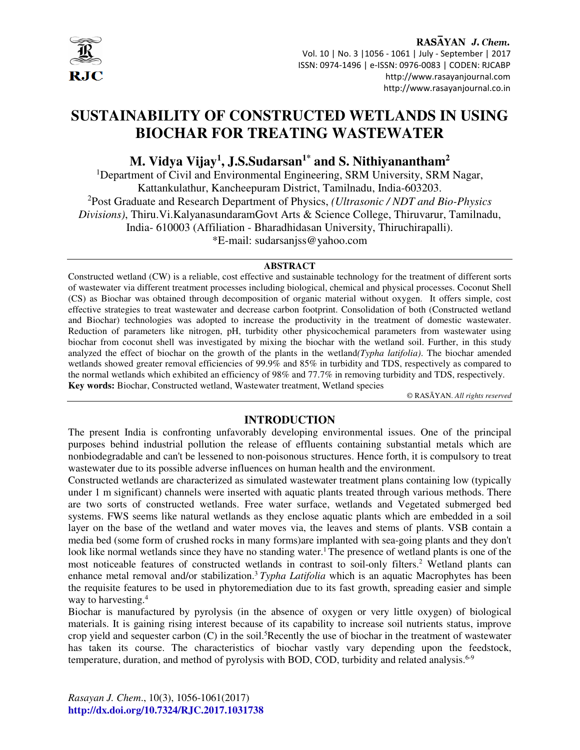# SUSTAINABILITY OF CONSTRUCTED WETLANDS IN USING BIOCHAR FOR TREATING WASTEWATER

**M. Vidya Vijay[1], J.S.Sudarsan[1*] and S. Nithiyanantham[2]**

[1]Department of Civil and Environmental Engineering, SRM University, SRM Nagar, Kattankulathur, Kancheepuram District, Tamilnadu, India-603203.

[2]Post Graduate and Research Department of Physics, *(Ultrasonic / NDT and Bio-Physics Divisions)*, Thiru.Vi.KalyanasundaramGovt Arts & Science College, Thiruvarur, Tamilnadu, India- 610003 (Affiliation - Bharadhidasan University, Thiruchirapalli).

*E-mail: sudarsanjss@yahoo.com

## ABSTRACT

Constructed wetland (CW) is a reliable, cost effective and sustainable technology for the treatment of different sorts of wastewater via different treatment processes including biological, chemical and physical processes. Coconut Shell (CS) as Biochar was obtained through decomposition of organic material without oxygen. It offers simple, cost effective strategies to treat wastewater and decrease carbon footprint. Consolidation of both (Constructed wetland and Biochar) technologies was adopted to increase the productivity in the treatment of domestic wastewater. Reduction of parameters like nitrogen, pH, turbidity other physicochemical parameters from wastewater using biochar from coconut shell was investigated by mixing the biochar with the wetland soil. Further, in this study analyzed the effect of biochar on the growth of the plants in the wetland*(Typha latifolia)*. The biochar amended wetlands showed greater removal efficiencies of 99.9% and 85% in turbidity and TDS, respectively as compared to the normal wetlands which exhibited an efficiency of 98% and 77.7% in removing turbidity and TDS, respectively.

**Key words:** Biochar, Constructed wetland, Wastewater treatment, Wetland species

© RASĀYAN. *All rights reserved*

## INTRODUCTION

The present India is confronting unfavorably developing environmental issues. One of the principal purposes behind industrial pollution the release of effluents containing substantial metals which are nonbiodegradable and can't be lessened to non-poisonous structures. Hence forth, it is compulsory to treat wastewater due to its possible adverse influences on human health and the environment.

Constructed wetlands are characterized as simulated wastewater treatment plans containing low (typically under 1 m significant) channels were inserted with aquatic plants treated through various methods. There are two sorts of constructed wetlands. Free water surface, wetlands and Vegetated submerged bed systems. FWS seems like natural wetlands as they enclose aquatic plants which are embedded in a soil layer on the base of the wetland and water moves via, the leaves and stems of plants. VSB contain a media bed (some form of crushed rocks in many forms)are implanted with sea-going plants and they don't look like normal wetlands since they have no standing water.[1] The presence of wetland plants is one of the most noticeable features of constructed wetlands in contrast to soil-only filters.[2] Wetland plants can enhance metal removal and/or stabilization.[3] *Typha Latifolia* which is an aquatic Macrophytes has been the requisite features to be used in phytoremediation due to its fast growth, spreading easier and simple way to harvesting.[4]

Biochar is manufactured by pyrolysis (in the absence of oxygen or very little oxygen) of biological materials. It is gaining rising interest because of its capability to increase soil nutrients status, improve crop yield and sequester carbon (C) in the soil.[5]Recently the use of biochar in the treatment of wastewater has taken its course. The characteristics of biochar vastly vary depending upon the feedstock, temperature, duration, and method of pyrolysis with BOD, COD, turbidity and related analysis.[6-9]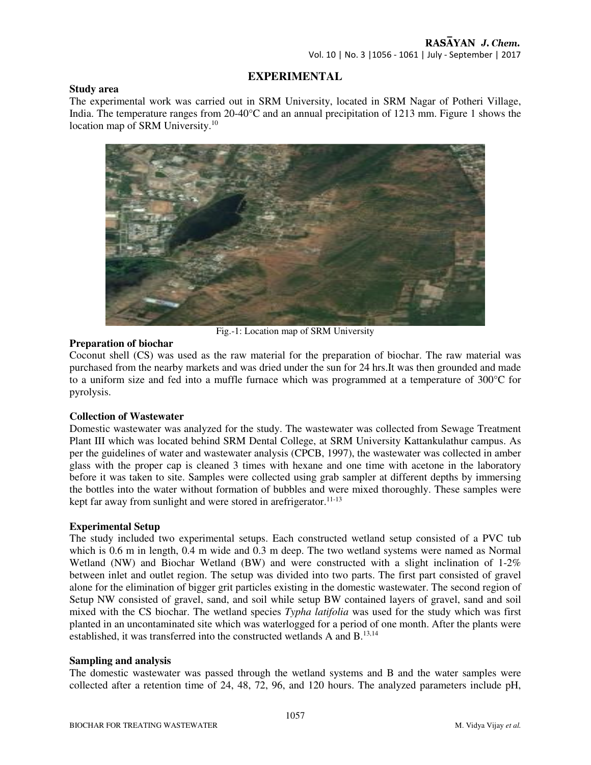## EXPERIMENTAL

### Study area

The experimental work was carried out in SRM University, located in SRM Nagar of Potheri Village, India. The temperature ranges from 20-40°C and an annual precipitation of 1213 mm. Figure 1 shows the location map of SRM University.[10]

Fig.-1: Location map of SRM University

### Preparation of biochar

Coconut shell (CS) was used as the raw material for the preparation of biochar. The raw material was purchased from the nearby markets and was dried under the sun for 24 hrs.It was then grounded and made to a uniform size and fed into a muffle furnace which was programmed at a temperature of 300°C for pyrolysis.

### Collection of Wastewater

Domestic wastewater was analyzed for the study. The wastewater was collected from Sewage Treatment Plant III which was located behind SRM Dental College, at SRM University Kattankulathur campus. As per the guidelines of water and wastewater analysis (CPCB, 1997), the wastewater was collected in amber glass with the proper cap is cleaned 3 times with hexane and one time with acetone in the laboratory before it was taken to site. Samples were collected using grab sampler at different depths by immersing the bottles into the water without formation of bubbles and were mixed thoroughly. These samples were kept far away from sunlight and were stored in arefrigerator.[11-13]

### Experimental Setup

The study included two experimental setups. Each constructed wetland setup consisted of a PVC tub which is 0.6 m in length, 0.4 m wide and 0.3 m deep. The two wetland systems were named as Normal Wetland (NW) and Biochar Wetland (BW) and were constructed with a slight inclination of 1-2% between inlet and outlet region. The setup was divided into two parts. The first part consisted of gravel alone for the elimination of bigger grit particles existing in the domestic wastewater. The second region of Setup NW consisted of gravel, sand, and soil while setup BW contained layers of gravel, sand and soil mixed with the CS biochar. The wetland species *Typha latifolia* was used for the study which was first planted in an uncontaminated site which was waterlogged for a period of one month. After the plants were established, it was transferred into the constructed wetlands A and B.[13,14]

### Sampling and analysis

The domestic wastewater was passed through the wetland systems and B and the water samples were collected after a retention time of 24, 48, 72, 96, and 120 hours. The analyzed parameters include pH,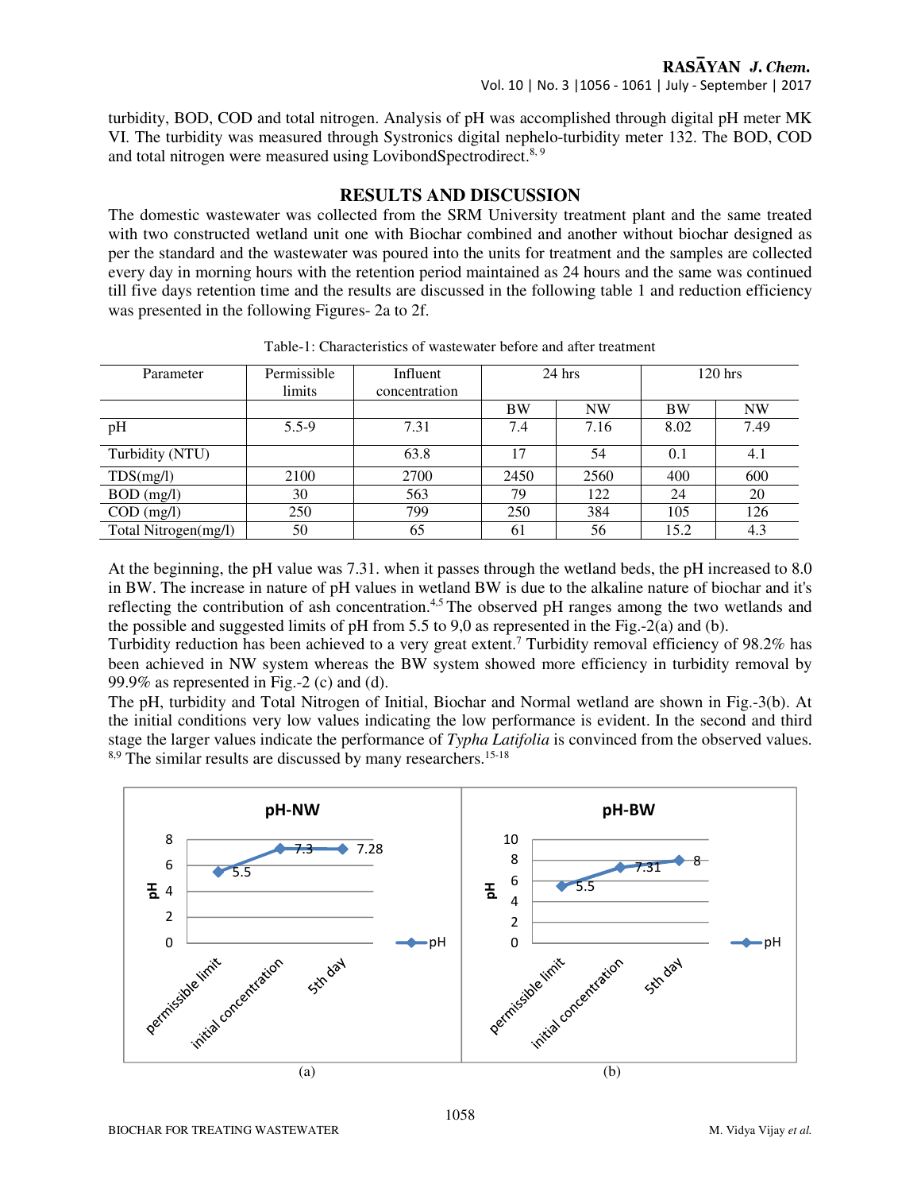turbidity, BOD, COD and total nitrogen. Analysis of pH was accomplished through digital pH meter MK VI. The turbidity was measured through Systronics digital nephelo-turbidity meter 132. The BOD, COD and total nitrogen were measured using LovibondSpectrodirect.[8, 9]

## RESULTS AND DISCUSSION

The domestic wastewater was collected from the SRM University treatment plant and the same treated with two constructed wetland unit one with Biochar combined and another without biochar designed as per the standard and the wastewater was poured into the units for treatment and the samples are collected every day in morning hours with the retention period maintained as 24 hours and the same was continued till five days retention time and the results are discussed in the following table 1 and reduction efficiency was presented in the following Figures- 2a to 2f.

Table-1: Characteristics of wastewater before and after treatment

| Parameter | Permissible limits | Influent concentration | 24 hrs | | 120 hrs | |
|---|---|---|---|---|---|---|
| | | | BW | NW | BW | NW |
| pH | 5.5-9 | 7.31 | 7.4 | 7.16 | 8.02 | 7.49 |
| Turbidity (NTU) | | 63.8 | 17 | 54 | 0.1 | 4.1 |
| TDS(mg/l) | 2100 | 2700 | 2450 | 2560 | 400 | 600 |
| BOD (mg/l) | 30 | 563 | 79 | 122 | 24 | 20 |
| COD (mg/l) | 250 | 799 | 250 | 384 | 105 | 126 |
| Total Nitrogen(mg/l) | 50 | 65 | 61 | 56 | 15.2 | 4.3 |

At the beginning, the pH value was 7.31. when it passes through the wetland beds, the pH increased to 8.0 in BW. The increase in nature of pH values in wetland BW is due to the alkaline nature of biochar and it's reflecting the contribution of ash concentration.[4,5] The observed pH ranges among the two wetlands and the possible and suggested limits of pH from 5.5 to 9,0 as represented in the Fig.-2(a) and (b).

Turbidity reduction has been achieved to a very great extent.[7] Turbidity removal efficiency of 98.2% has been achieved in NW system whereas the BW system showed more efficiency in turbidity removal by 99.9% as represented in Fig.-2 (c) and (d).

The pH, turbidity and Total Nitrogen of Initial, Biochar and Normal wetland are shown in Fig.-3(b). At the initial conditions very low values indicating the low performance is evident. In the second and third stage the larger values indicate the performance of *Typha Latifolia* is convinced from the observed values.[8,9] The similar results are discussed by many researchers.[15-18]

(a) (b)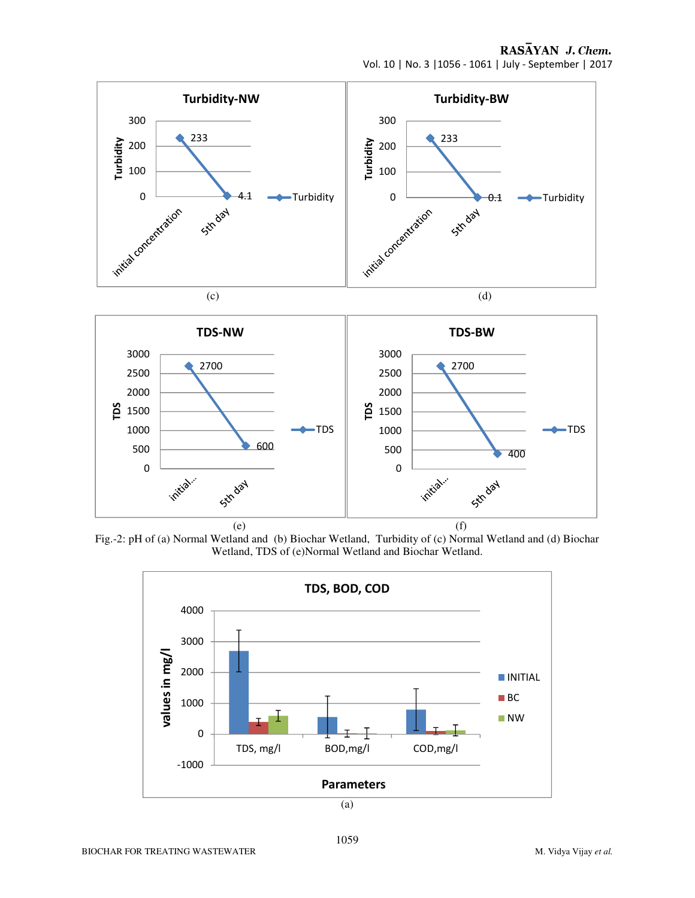(c)

(d)

(e)

(f)

Fig.-2: pH of (a) Normal Wetland and (b) Biochar Wetland, Turbidity of (c) Normal Wetland and (d) Biochar Wetland, TDS of (e)Normal Wetland and Biochar Wetland.

(a)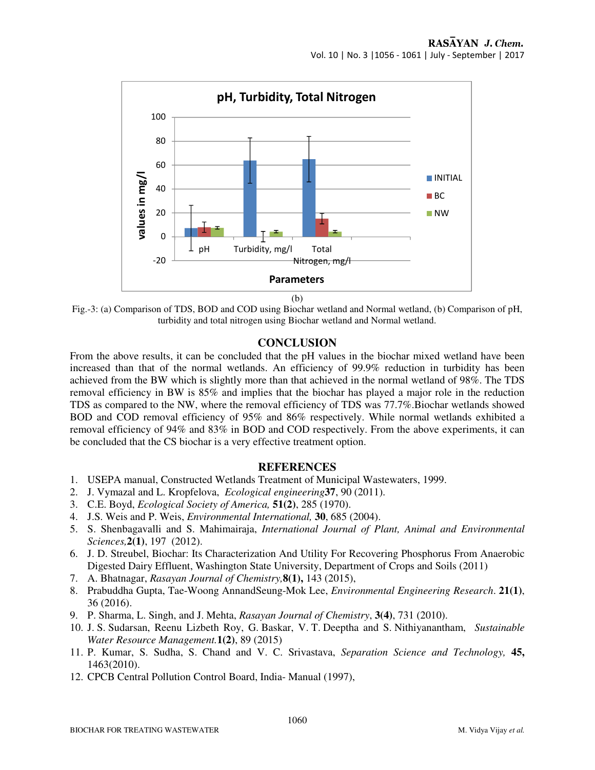(b)

Fig.-3: (a) Comparison of TDS, BOD and COD using Biochar wetland and Normal wetland, (b) Comparison of pH, turbidity and total nitrogen using Biochar wetland and Normal wetland.

## CONCLUSION

From the above results, it can be concluded that the pH values in the biochar mixed wetland have been increased than that of the normal wetlands. An efficiency of 99.9% reduction in turbidity has been achieved from the BW which is slightly more than that achieved in the normal wetland of 98%. The TDS removal efficiency in BW is 85% and implies that the biochar has played a major role in the reduction TDS as compared to the NW, where the removal efficiency of TDS was 77.7%.Biochar wetlands showed BOD and COD removal efficiency of 95% and 86% respectively. While normal wetlands exhibited a removal efficiency of 94% and 83% in BOD and COD respectively. From the above experiments, it can be concluded that the CS biochar is a very effective treatment option.

## REFERENCES

1. USEPA manual, Constructed Wetlands Treatment of Municipal Wastewaters, 1999.
2. J. Vymazal and L. Kropfelova, *Ecological engineering* **37**, 90 (2011).
3. C.E. Boyd, *Ecological Society of America,* **51(2)**, 285 (1970).
4. J.S. Weis and P. Weis, *Environmental International,* **30**, 685 (2004).
5. S. Shenbagavalli and S. Mahimairaja, *International Journal of Plant, Animal and Environmental Sciences,* **2(1)**, 197 (2012).
6. J. D. Streubel, Biochar: Its Characterization And Utility For Recovering Phosphorus From Anaerobic Digested Dairy Effluent, Washington State University, Department of Crops and Soils (2011)
7. A. Bhatnagar, *Rasayan Journal of Chemistry,* **8(1),** 143 (2015),
8. Prabuddha Gupta, Tae-Woong AnnandSeung-Mok Lee, *Environmental Engineering Research*. **21(1)**, 36 (2016).
9. P. Sharma, L. Singh, and J. Mehta, *Rasayan Journal of Chemistry*, **3(4)**, 731 (2010).
10. J. S. Sudarsan, Reenu Lizbeth Roy, G. Baskar, V. T. Deeptha and S. Nithiyanantham, *Sustainable Water Resource Management.* **1(2)**, 89 (2015)
11. P. Kumar, S. Sudha, S. Chand and V. C. Srivastava, *Separation Science and Technology,* **45,** 1463(2010).
12. CPCB Central Pollution Control Board, India- Manual (1997),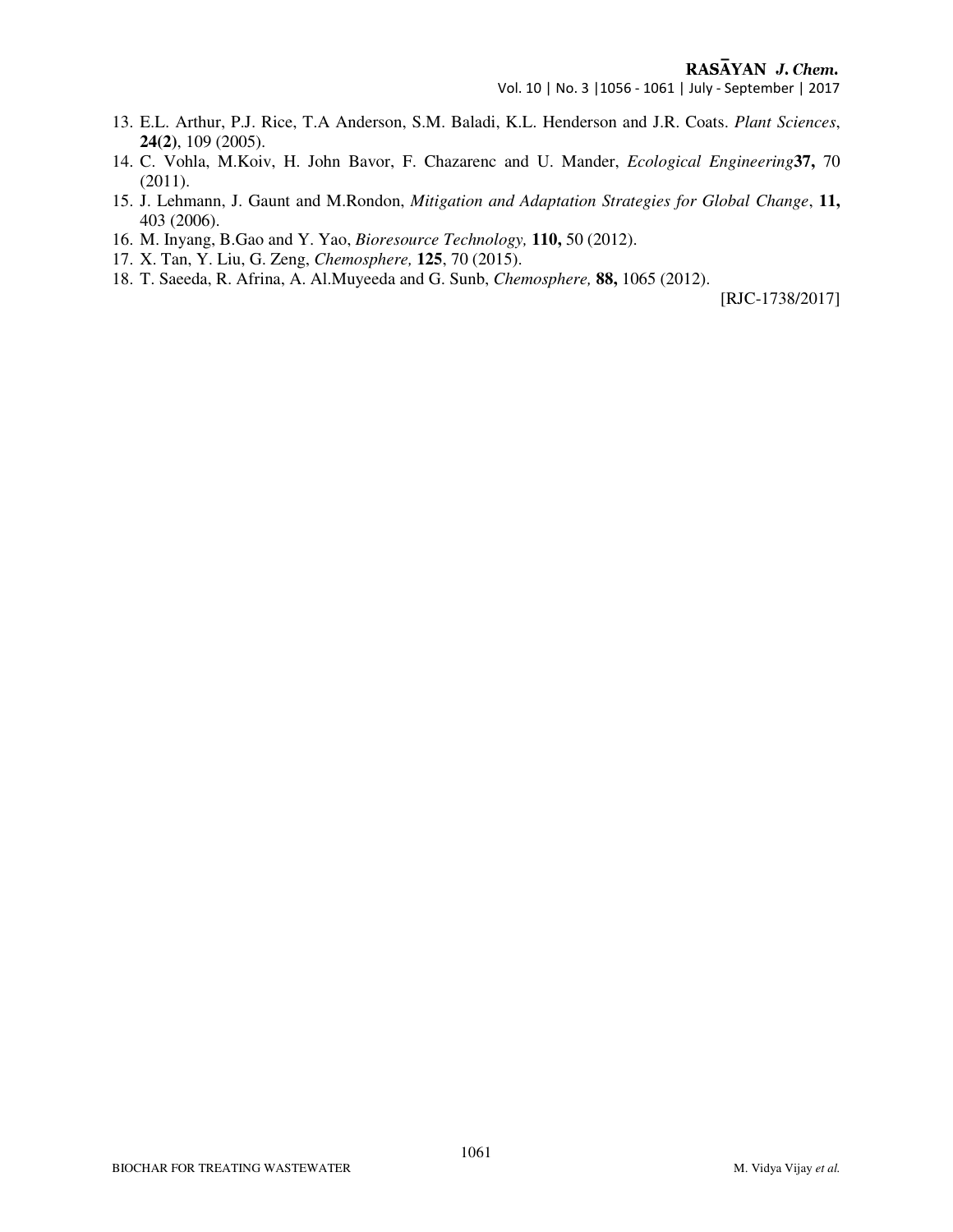13. E.L. Arthur, P.J. Rice, T.A Anderson, S.M. Baladi, K.L. Henderson and J.R. Coats. *Plant Sciences*, **24(2)**, 109 (2005).
14. C. Vohla, M.Koiv, H. John Bavor, F. Chazarenc and U. Mander, *Ecological Engineering* **37,** 70 (2011).
15. J. Lehmann, J. Gaunt and M.Rondon, *Mitigation and Adaptation Strategies for Global Change*, **11,** 403 (2006).
16. M. Inyang, B.Gao and Y. Yao, *Bioresource Technology,* **110,** 50 (2012).
17. X. Tan, Y. Liu, G. Zeng, *Chemosphere,* **125**, 70 (2015).
18. T. Saeeda, R. Afrina, A. Al.Muyeeda and G. Sunb, *Chemosphere,* **88,** 1065 (2012).

[RJC-1738/2017]